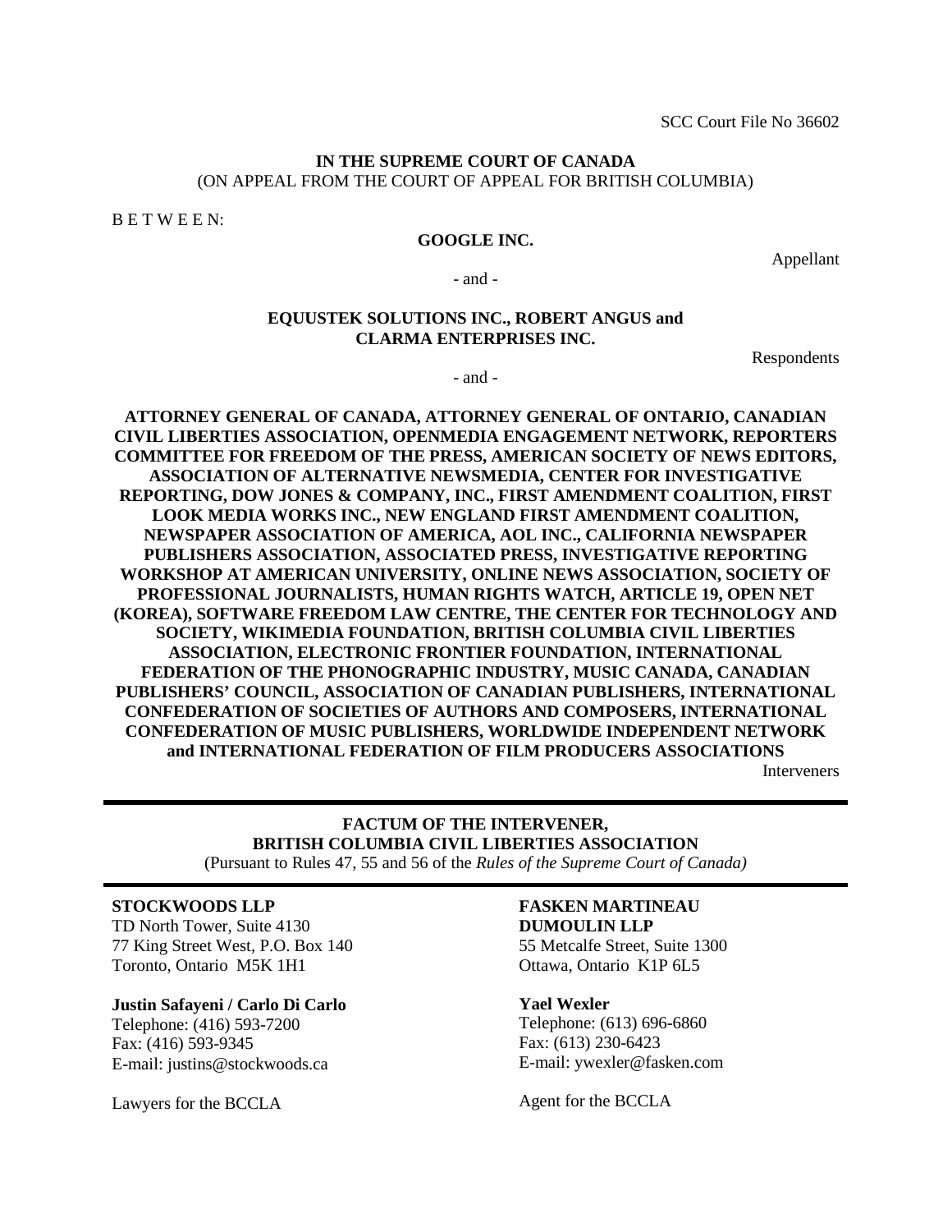SCC Court File No 36602

**IN THE SUPREME COURT OF CANADA**
(ON APPEAL FROM THE COURT OF APPEAL FOR BRITISH COLUMBIA)

B E T W E E N:

**GOOGLE INC.**

Appellant

- and -

**EQUUSTEK SOLUTIONS INC., ROBERT ANGUS and CLARMA ENTERPRISES INC.**

Respondents

- and -

**ATTORNEY GENERAL OF CANADA, ATTORNEY GENERAL OF ONTARIO, CANADIAN CIVIL LIBERTIES ASSOCIATION, OPENMEDIA ENGAGEMENT NETWORK, REPORTERS COMMITTEE FOR FREEDOM OF THE PRESS, AMERICAN SOCIETY OF NEWS EDITORS, ASSOCIATION OF ALTERNATIVE NEWSMEDIA, CENTER FOR INVESTIGATIVE REPORTING, DOW JONES & COMPANY, INC., FIRST AMENDMENT COALITION, FIRST LOOK MEDIA WORKS INC., NEW ENGLAND FIRST AMENDMENT COALITION, NEWSPAPER ASSOCIATION OF AMERICA, AOL INC., CALIFORNIA NEWSPAPER PUBLISHERS ASSOCIATION, ASSOCIATED PRESS, INVESTIGATIVE REPORTING WORKSHOP AT AMERICAN UNIVERSITY, ONLINE NEWS ASSOCIATION, SOCIETY OF PROFESSIONAL JOURNALISTS, HUMAN RIGHTS WATCH, ARTICLE 19, OPEN NET (KOREA), SOFTWARE FREEDOM LAW CENTRE, THE CENTER FOR TECHNOLOGY AND SOCIETY, WIKIMEDIA FOUNDATION, BRITISH COLUMBIA CIVIL LIBERTIES ASSOCIATION, ELECTRONIC FRONTIER FOUNDATION, INTERNATIONAL FEDERATION OF THE PHONOGRAPHIC INDUSTRY, MUSIC CANADA, CANADIAN PUBLISHERS' COUNCIL, ASSOCIATION OF CANADIAN PUBLISHERS, INTERNATIONAL CONFEDERATION OF SOCIETIES OF AUTHORS AND COMPOSERS, INTERNATIONAL CONFEDERATION OF MUSIC PUBLISHERS, WORLDWIDE INDEPENDENT NETWORK and INTERNATIONAL FEDERATION OF FILM PRODUCERS ASSOCIATIONS**

Interveners

---

**FACTUM OF THE INTERVENER, BRITISH COLUMBIA CIVIL LIBERTIES ASSOCIATION**
(Pursuant to Rules 47, 55 and 56 of the *Rules of the Supreme Court of Canada)*

---

**STOCKWOODS LLP**
TD North Tower, Suite 4130
77 King Street West, P.O. Box 140
Toronto, Ontario M5K 1H1

**Justin Safayeni / Carlo Di Carlo**
Telephone: (416) 593-7200
Fax: (416) 593-9345
E-mail: justins@stockwoods.ca

Lawyers for the BCCLA

**FASKEN MARTINEAU DUMOULIN LLP**
55 Metcalfe Street, Suite 1300
Ottawa, Ontario K1P 6L5

**Yael Wexler**
Telephone: (613) 696-6860
Fax: (613) 230-6423
E-mail: ywexler@fasken.com

Agent for the BCCLA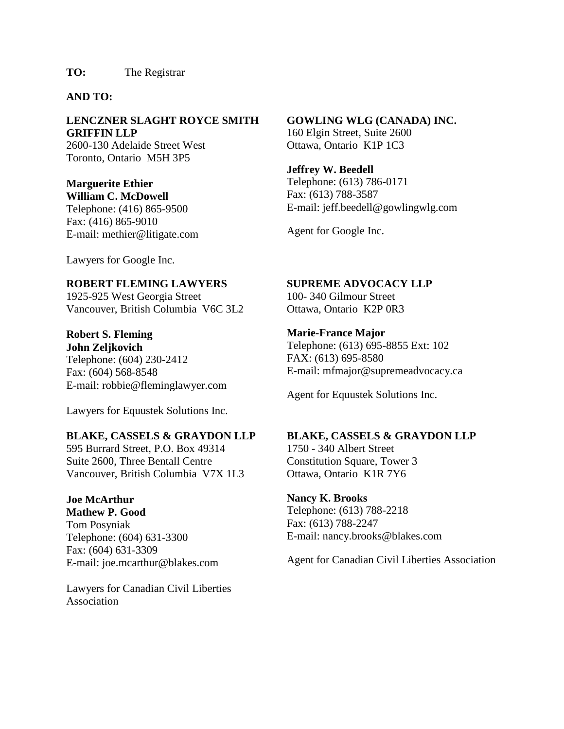**TO:** The Registrar

**AND TO:**

**LENCZNER SLAGHT ROYCE SMITH GRIFFIN LLP**
2600-130 Adelaide Street West
Toronto, Ontario M5H 3P5

**Marguerite Ethier**
**William C. McDowell**
Telephone: (416) 865-9500
Fax: (416) 865-9010
E-mail: methier@litigate.com

Lawyers for Google Inc.

**GOWLING WLG (CANADA) INC.**
160 Elgin Street, Suite 2600
Ottawa, Ontario K1P 1C3

**Jeffrey W. Beedell**
Telephone: (613) 786-0171
Fax: (613) 788-3587
E-mail: jeff.beedell@gowlingwlg.com

Agent for Google Inc.

**ROBERT FLEMING LAWYERS**
1925-925 West Georgia Street
Vancouver, British Columbia V6C 3L2

**Robert S. Fleming**
**John Zeljkovich**
Telephone: (604) 230-2412
Fax: (604) 568-8548
E-mail: robbie@fleminglawyer.com

Lawyers for Equustek Solutions Inc.

**SUPREME ADVOCACY LLP**
100- 340 Gilmour Street
Ottawa, Ontario K2P 0R3

**Marie-France Major**
Telephone: (613) 695-8855 Ext: 102
FAX: (613) 695-8580
E-mail: mfmajor@supremeadvocacy.ca

Agent for Equustek Solutions Inc.

**BLAKE, CASSELS & GRAYDON LLP**
595 Burrard Street, P.O. Box 49314
Suite 2600, Three Bentall Centre
Vancouver, British Columbia V7X 1L3

**Joe McArthur**
**Mathew P. Good**
Tom Posyniak
Telephone: (604) 631-3300
Fax: (604) 631-3309
E-mail: joe.mcarthur@blakes.com

Lawyers for Canadian Civil Liberties Association

**BLAKE, CASSELS & GRAYDON LLP**
1750 - 340 Albert Street
Constitution Square, Tower 3
Ottawa, Ontario K1R 7Y6

**Nancy K. Brooks**
Telephone: (613) 788-2218
Fax: (613) 788-2247
E-mail: nancy.brooks@blakes.com

Agent for Canadian Civil Liberties Association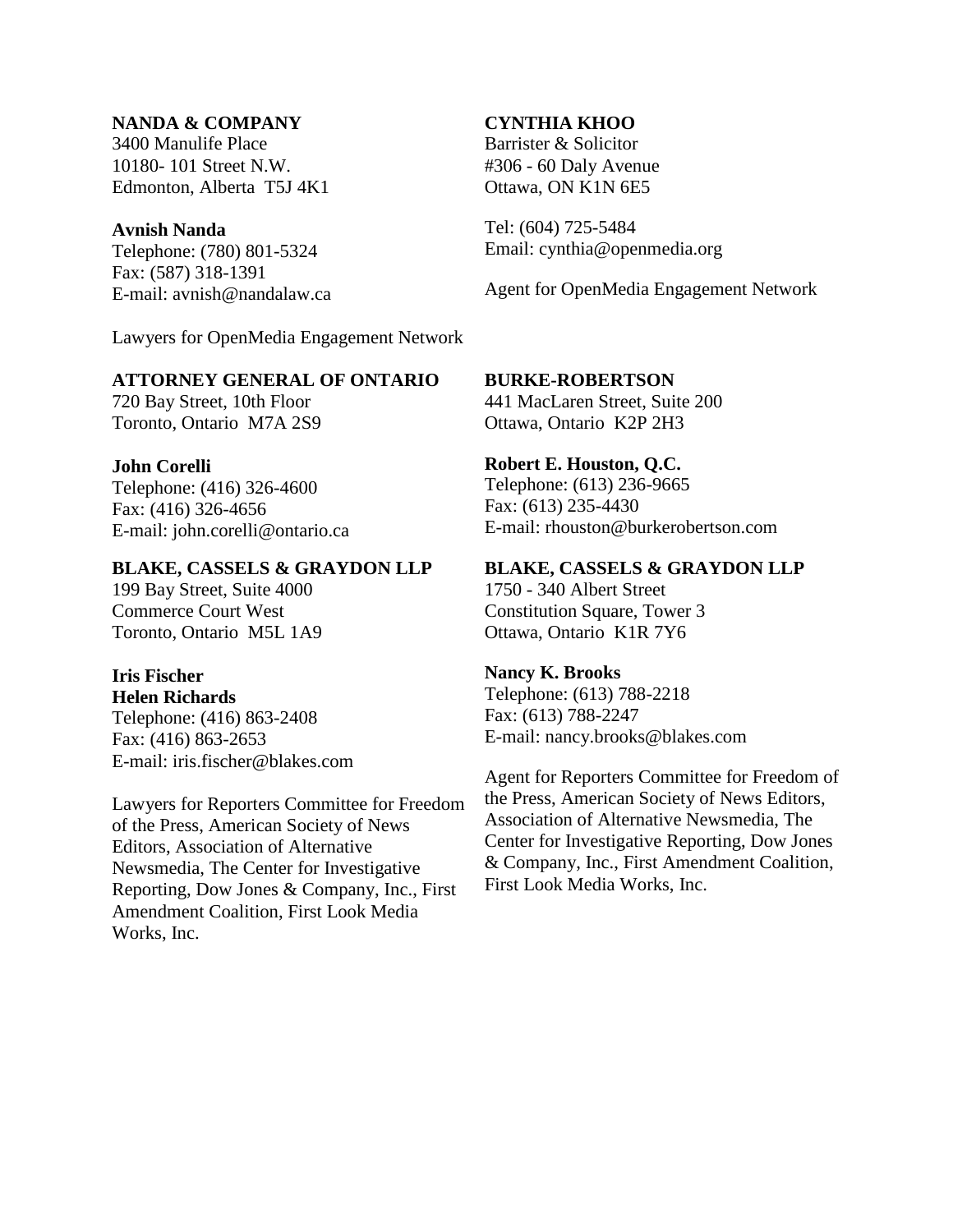**NANDA & COMPANY**
3400 Manulife Place
10180- 101 Street N.W.
Edmonton, Alberta T5J 4K1

**Avnish Nanda**
Telephone: (780) 801-5324
Fax: (587) 318-1391
E-mail: avnish@nandalaw.ca

Lawyers for OpenMedia Engagement Network

**CYNTHIA KHOO**
Barrister & Solicitor
#306 - 60 Daly Avenue
Ottawa, ON K1N 6E5

Tel: (604) 725-5484
Email: cynthia@openmedia.org

Agent for OpenMedia Engagement Network

**ATTORNEY GENERAL OF ONTARIO**
720 Bay Street, 10th Floor
Toronto, Ontario M7A 2S9

**John Corelli**
Telephone: (416) 326-4600
Fax: (416) 326-4656
E-mail: john.corelli@ontario.ca

**BURKE-ROBERTSON**
441 MacLaren Street, Suite 200
Ottawa, Ontario K2P 2H3

**Robert E. Houston, Q.C.**
Telephone: (613) 236-9665
Fax: (613) 235-4430
E-mail: rhouston@burkerobertson.com

**BLAKE, CASSELS & GRAYDON LLP**
199 Bay Street, Suite 4000
Commerce Court West
Toronto, Ontario M5L 1A9

**Iris Fischer**
**Helen Richards**
Telephone: (416) 863-2408
Fax: (416) 863-2653
E-mail: iris.fischer@blakes.com

Lawyers for Reporters Committee for Freedom of the Press, American Society of News Editors, Association of Alternative Newsmedia, The Center for Investigative Reporting, Dow Jones & Company, Inc., First Amendment Coalition, First Look Media Works, Inc.

**BLAKE, CASSELS & GRAYDON LLP**
1750 - 340 Albert Street
Constitution Square, Tower 3
Ottawa, Ontario K1R 7Y6

**Nancy K. Brooks**
Telephone: (613) 788-2218
Fax: (613) 788-2247
E-mail: nancy.brooks@blakes.com

Agent for Reporters Committee for Freedom of the Press, American Society of News Editors, Association of Alternative Newsmedia, The Center for Investigative Reporting, Dow Jones & Company, Inc., First Amendment Coalition, First Look Media Works, Inc.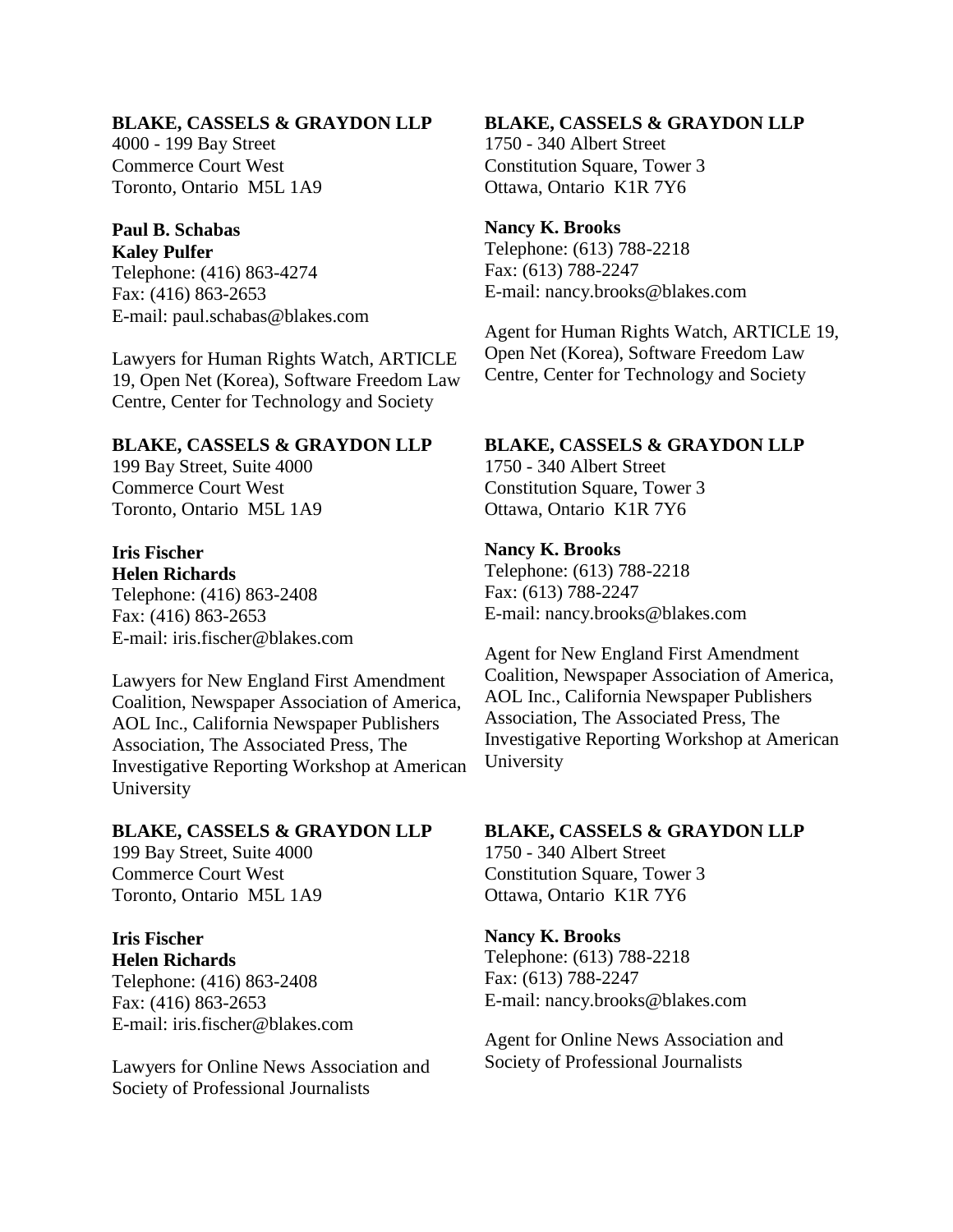**BLAKE, CASSELS & GRAYDON LLP**
4000 - 199 Bay Street
Commerce Court West
Toronto, Ontario M5L 1A9

**Paul B. Schabas**
**Kaley Pulfer**
Telephone: (416) 863-4274
Fax: (416) 863-2653
E-mail: paul.schabas@blakes.com

Lawyers for Human Rights Watch, ARTICLE 19, Open Net (Korea), Software Freedom Law Centre, Center for Technology and Society

**BLAKE, CASSELS & GRAYDON LLP**
1750 - 340 Albert Street
Constitution Square, Tower 3
Ottawa, Ontario K1R 7Y6

**Nancy K. Brooks**
Telephone: (613) 788-2218
Fax: (613) 788-2247
E-mail: nancy.brooks@blakes.com

Agent for Human Rights Watch, ARTICLE 19, Open Net (Korea), Software Freedom Law Centre, Center for Technology and Society

**BLAKE, CASSELS & GRAYDON LLP**
199 Bay Street, Suite 4000
Commerce Court West
Toronto, Ontario M5L 1A9

**Iris Fischer**
**Helen Richards**
Telephone: (416) 863-2408
Fax: (416) 863-2653
E-mail: iris.fischer@blakes.com

Lawyers for New England First Amendment Coalition, Newspaper Association of America, AOL Inc., California Newspaper Publishers Association, The Associated Press, The Investigative Reporting Workshop at American University

**BLAKE, CASSELS & GRAYDON LLP**
1750 - 340 Albert Street
Constitution Square, Tower 3
Ottawa, Ontario K1R 7Y6

**Nancy K. Brooks**
Telephone: (613) 788-2218
Fax: (613) 788-2247
E-mail: nancy.brooks@blakes.com

Agent for New England First Amendment Coalition, Newspaper Association of America, AOL Inc., California Newspaper Publishers Association, The Associated Press, The Investigative Reporting Workshop at American University

**BLAKE, CASSELS & GRAYDON LLP**
199 Bay Street, Suite 4000
Commerce Court West
Toronto, Ontario M5L 1A9

**Iris Fischer**
**Helen Richards**
Telephone: (416) 863-2408
Fax: (416) 863-2653
E-mail: iris.fischer@blakes.com

Lawyers for Online News Association and Society of Professional Journalists

**BLAKE, CASSELS & GRAYDON LLP**
1750 - 340 Albert Street
Constitution Square, Tower 3
Ottawa, Ontario K1R 7Y6

**Nancy K. Brooks**
Telephone: (613) 788-2218
Fax: (613) 788-2247
E-mail: nancy.brooks@blakes.com

Agent for Online News Association and Society of Professional Journalists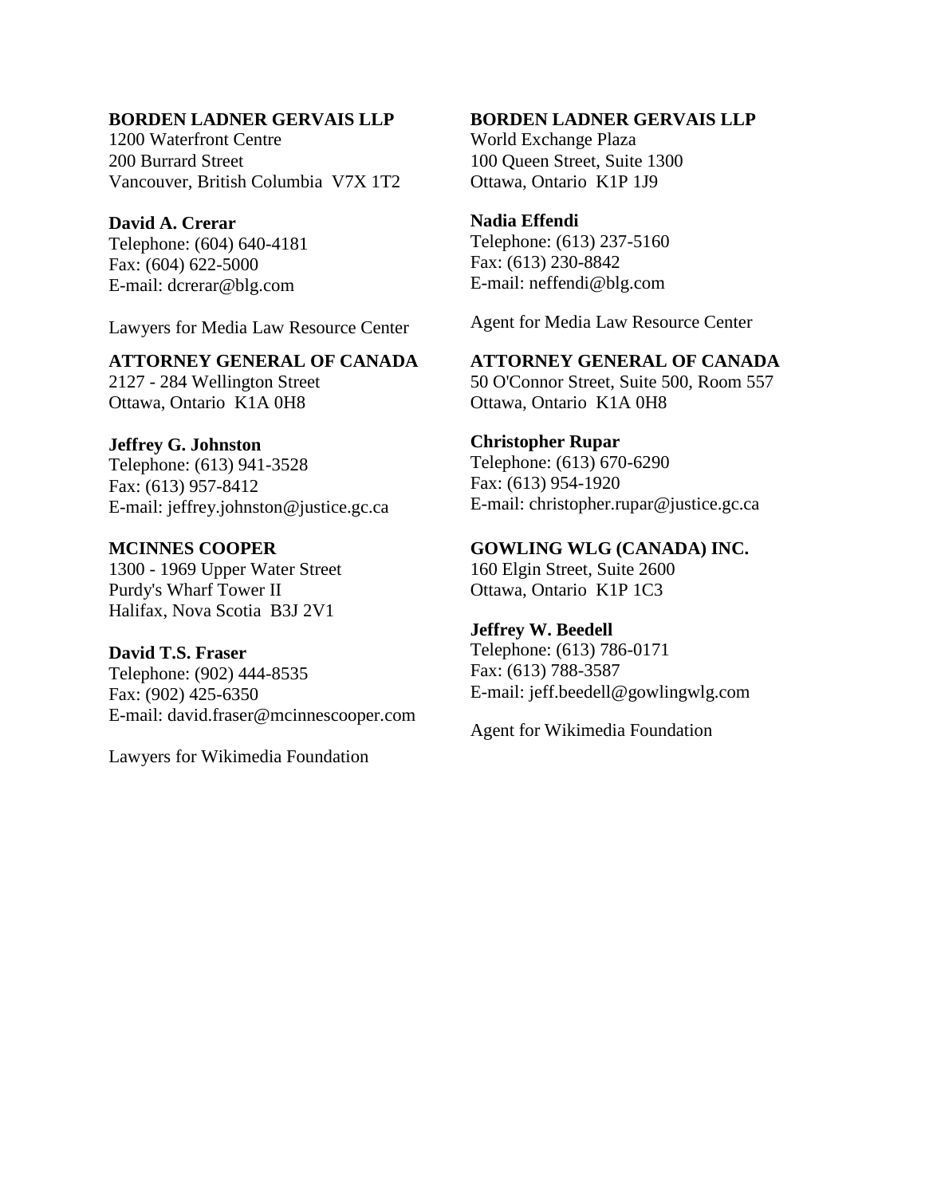**BORDEN LADNER GERVAIS LLP**
1200 Waterfront Centre
200 Burrard Street
Vancouver, British Columbia V7X 1T2

**David A. Crerar**
Telephone: (604) 640-4181
Fax: (604) 622-5000
E-mail: dcrerar@blg.com

Lawyers for Media Law Resource Center

**BORDEN LADNER GERVAIS LLP**
World Exchange Plaza
100 Queen Street, Suite 1300
Ottawa, Ontario K1P 1J9

**Nadia Effendi**
Telephone: (613) 237-5160
Fax: (613) 230-8842
E-mail: neffendi@blg.com

Agent for Media Law Resource Center

**ATTORNEY GENERAL OF CANADA**
2127 - 284 Wellington Street
Ottawa, Ontario K1A 0H8

**Jeffrey G. Johnston**
Telephone: (613) 941-3528
Fax: (613) 957-8412
E-mail: jeffrey.johnston@justice.gc.ca

**ATTORNEY GENERAL OF CANADA**
50 O'Connor Street, Suite 500, Room 557
Ottawa, Ontario K1A 0H8

**Christopher Rupar**
Telephone: (613) 670-6290
Fax: (613) 954-1920
E-mail: christopher.rupar@justice.gc.ca

**MCINNES COOPER**
1300 - 1969 Upper Water Street
Purdy's Wharf Tower II
Halifax, Nova Scotia B3J 2V1

**David T.S. Fraser**
Telephone: (902) 444-8535
Fax: (902) 425-6350
E-mail: david.fraser@mcinnescooper.com

Lawyers for Wikimedia Foundation

**GOWLING WLG (CANADA) INC.**
160 Elgin Street, Suite 2600
Ottawa, Ontario K1P 1C3

**Jeffrey W. Beedell**
Telephone: (613) 786-0171
Fax: (613) 788-3587
E-mail: jeff.beedell@gowlingwlg.com

Agent for Wikimedia Foundation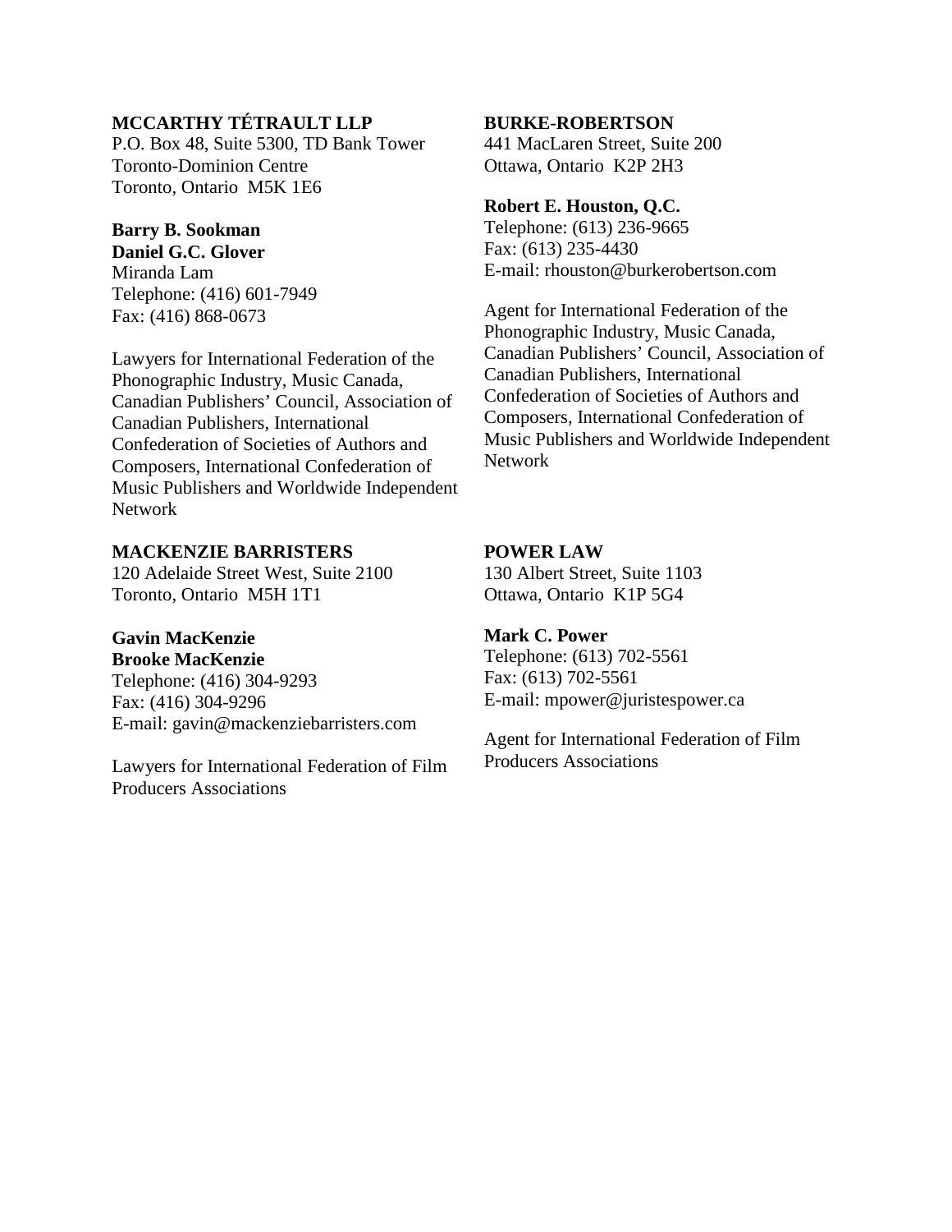**MCCARTHY TÉTRAULT LLP**
P.O. Box 48, Suite 5300, TD Bank Tower
Toronto-Dominion Centre
Toronto, Ontario M5K 1E6

**Barry B. Sookman**
**Daniel G.C. Glover**
Miranda Lam
Telephone: (416) 601-7949
Fax: (416) 868-0673

Lawyers for International Federation of the Phonographic Industry, Music Canada, Canadian Publishers' Council, Association of Canadian Publishers, International Confederation of Societies of Authors and Composers, International Confederation of Music Publishers and Worldwide Independent Network

**BURKE-ROBERTSON**
441 MacLaren Street, Suite 200
Ottawa, Ontario K2P 2H3

**Robert E. Houston, Q.C.**
Telephone: (613) 236-9665
Fax: (613) 235-4430
E-mail: rhouston@burkerobertson.com

Agent for International Federation of the Phonographic Industry, Music Canada, Canadian Publishers' Council, Association of Canadian Publishers, International Confederation of Societies of Authors and Composers, International Confederation of Music Publishers and Worldwide Independent Network

**MACKENZIE BARRISTERS**
120 Adelaide Street West, Suite 2100
Toronto, Ontario M5H 1T1

**Gavin MacKenzie**
**Brooke MacKenzie**
Telephone: (416) 304-9293
Fax: (416) 304-9296
E-mail: gavin@mackenziebarristers.com

Lawyers for International Federation of Film Producers Associations

**POWER LAW**
130 Albert Street, Suite 1103
Ottawa, Ontario K1P 5G4

**Mark C. Power**
Telephone: (613) 702-5561
Fax: (613) 702-5561
E-mail: mpower@juristespower.ca

Agent for International Federation of Film Producers Associations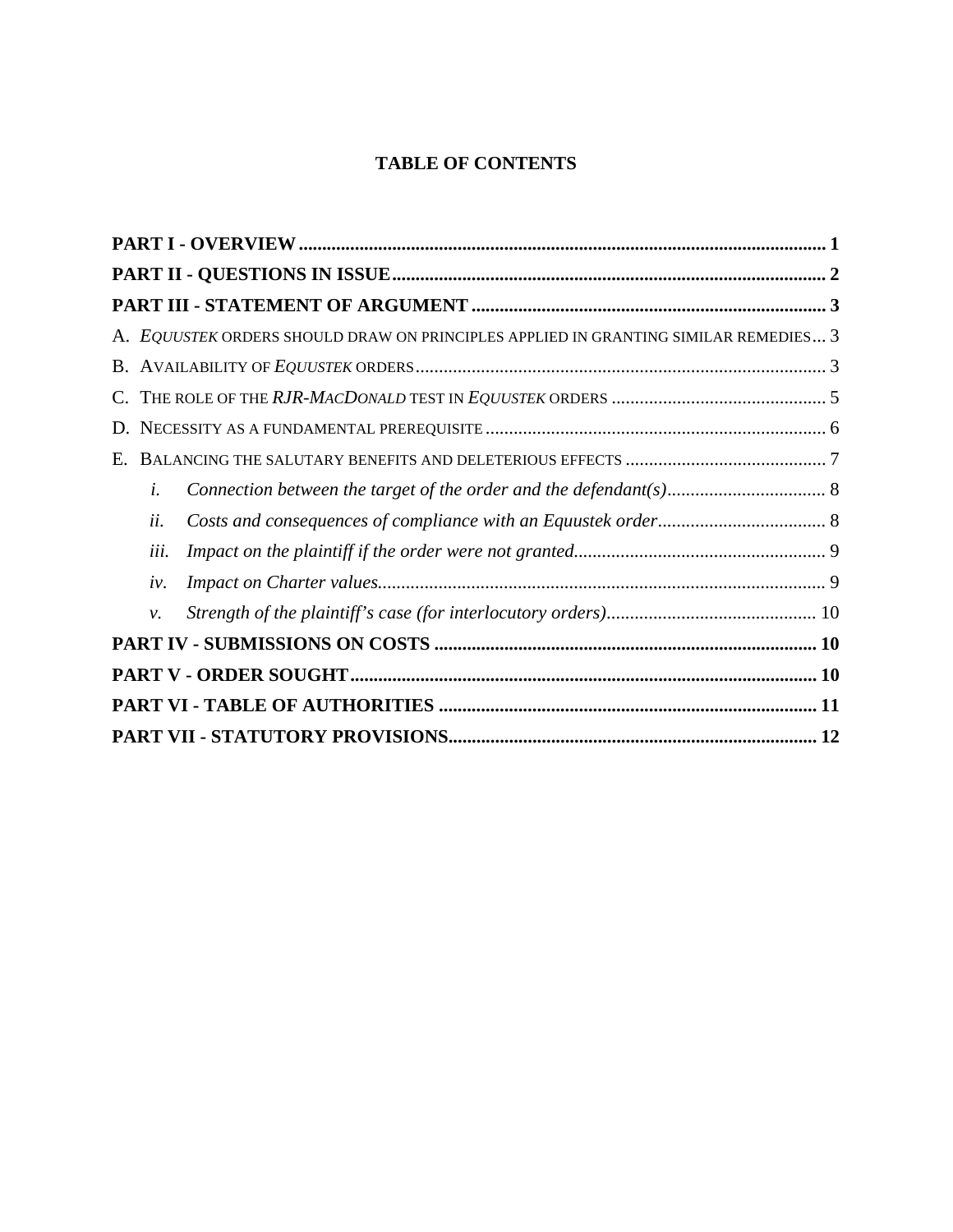# TABLE OF CONTENTS

**PART I - OVERVIEW** ........................................................ **1**

**PART II - QUESTIONS IN ISSUE** ........................................................ **2**

**PART III - STATEMENT OF ARGUMENT** ........................................................ **3**

A. *EQUUSTEK* ORDERS SHOULD DRAW ON PRINCIPLES APPLIED IN GRANTING SIMILAR REMEDIES ... 3

B. AVAILABILITY OF *EQUUSTEK* ORDERS ........................................................ 3

C. THE ROLE OF THE *RJR-MACDONALD* TEST IN *EQUUSTEK* ORDERS ........................................................ 5

D. NECESSITY AS A FUNDAMENTAL PREREQUISITE ........................................................ 6

E. BALANCING THE SALUTARY BENEFITS AND DELETERIOUS EFFECTS ........................................................ 7

*i.* *Connection between the target of the order and the defendant(s)* ........................................................ 8

*ii.* *Costs and consequences of compliance with an Equustek order* ........................................................ 8

*iii.* *Impact on the plaintiff if the order were not granted* ........................................................ 9

*iv.* *Impact on Charter values* ........................................................ 9

*v.* *Strength of the plaintiff's case (for interlocutory orders)* ........................................................ 10

**PART IV - SUBMISSIONS ON COSTS** ........................................................ **10**

**PART V - ORDER SOUGHT** ........................................................ **10**

**PART VI - TABLE OF AUTHORITIES** ........................................................ **11**

**PART VII - STATUTORY PROVISIONS** ........................................................ **12**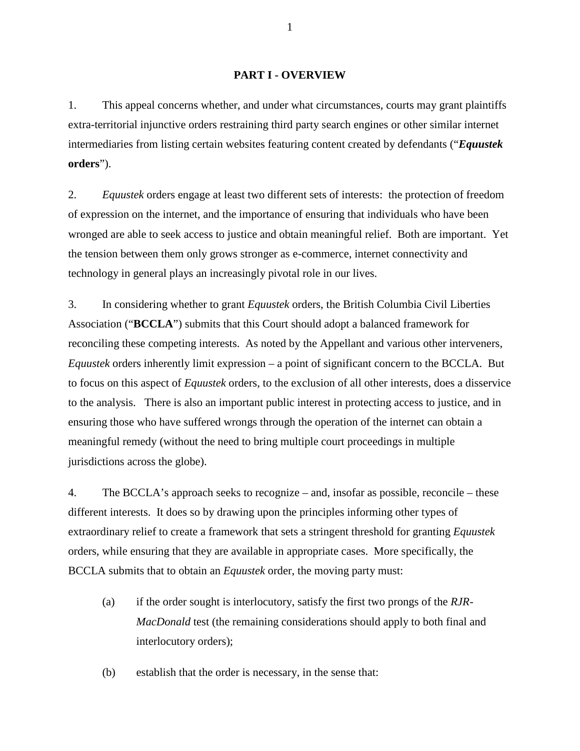## PART I - OVERVIEW

1. This appeal concerns whether, and under what circumstances, courts may grant plaintiffs extra-territorial injunctive orders restraining third party search engines or other similar internet intermediaries from listing certain websites featuring content created by defendants ("***Equustek* orders**").

2. *Equustek* orders engage at least two different sets of interests: the protection of freedom of expression on the internet, and the importance of ensuring that individuals who have been wronged are able to seek access to justice and obtain meaningful relief. Both are important. Yet the tension between them only grows stronger as e-commerce, internet connectivity and technology in general plays an increasingly pivotal role in our lives.

3. In considering whether to grant *Equustek* orders, the British Columbia Civil Liberties Association ("**BCCLA**") submits that this Court should adopt a balanced framework for reconciling these competing interests. As noted by the Appellant and various other interveners, *Equustek* orders inherently limit expression – a point of significant concern to the BCCLA. But to focus on this aspect of *Equustek* orders, to the exclusion of all other interests, does a disservice to the analysis. There is also an important public interest in protecting access to justice, and in ensuring those who have suffered wrongs through the operation of the internet can obtain a meaningful remedy (without the need to bring multiple court proceedings in multiple jurisdictions across the globe).

4. The BCCLA's approach seeks to recognize – and, insofar as possible, reconcile – these different interests. It does so by drawing upon the principles informing other types of extraordinary relief to create a framework that sets a stringent threshold for granting *Equustek* orders, while ensuring that they are available in appropriate cases. More specifically, the BCCLA submits that to obtain an *Equustek* order, the moving party must:

(a) if the order sought is interlocutory, satisfy the first two prongs of the *RJR-MacDonald* test (the remaining considerations should apply to both final and interlocutory orders);

(b) establish that the order is necessary, in the sense that: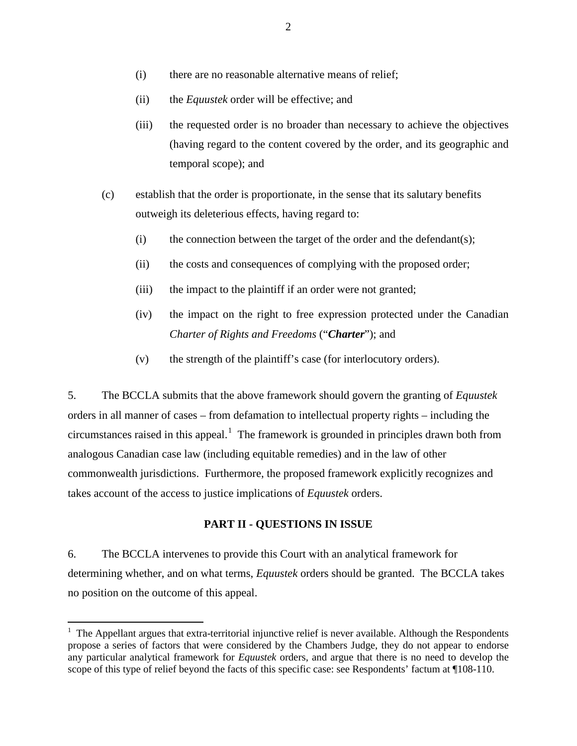(i) there are no reasonable alternative means of relief;

(ii) the *Equustek* order will be effective; and

(iii) the requested order is no broader than necessary to achieve the objectives (having regard to the content covered by the order, and its geographic and temporal scope); and

(c) establish that the order is proportionate, in the sense that its salutary benefits outweigh its deleterious effects, having regard to:

(i) the connection between the target of the order and the defendant(s);

(ii) the costs and consequences of complying with the proposed order;

(iii) the impact to the plaintiff if an order were not granted;

(iv) the impact on the right to free expression protected under the Canadian *Charter of Rights and Freedoms* ("***Charter***"); and

(v) the strength of the plaintiff's case (for interlocutory orders).

5. The BCCLA submits that the above framework should govern the granting of *Equustek* orders in all manner of cases – from defamation to intellectual property rights – including the circumstances raised in this appeal.[1] The framework is grounded in principles drawn both from analogous Canadian case law (including equitable remedies) and in the law of other commonwealth jurisdictions. Furthermore, the proposed framework explicitly recognizes and takes account of the access to justice implications of *Equustek* orders.

## PART II - QUESTIONS IN ISSUE

6. The BCCLA intervenes to provide this Court with an analytical framework for determining whether, and on what terms, *Equustek* orders should be granted. The BCCLA takes no position on the outcome of this appeal.

---

[1] The Appellant argues that extra-territorial injunctive relief is never available. Although the Respondents propose a series of factors that were considered by the Chambers Judge, they do not appear to endorse any particular analytical framework for *Equustek* orders, and argue that there is no need to develop the scope of this type of relief beyond the facts of this specific case: see Respondents' factum at ¶108-110.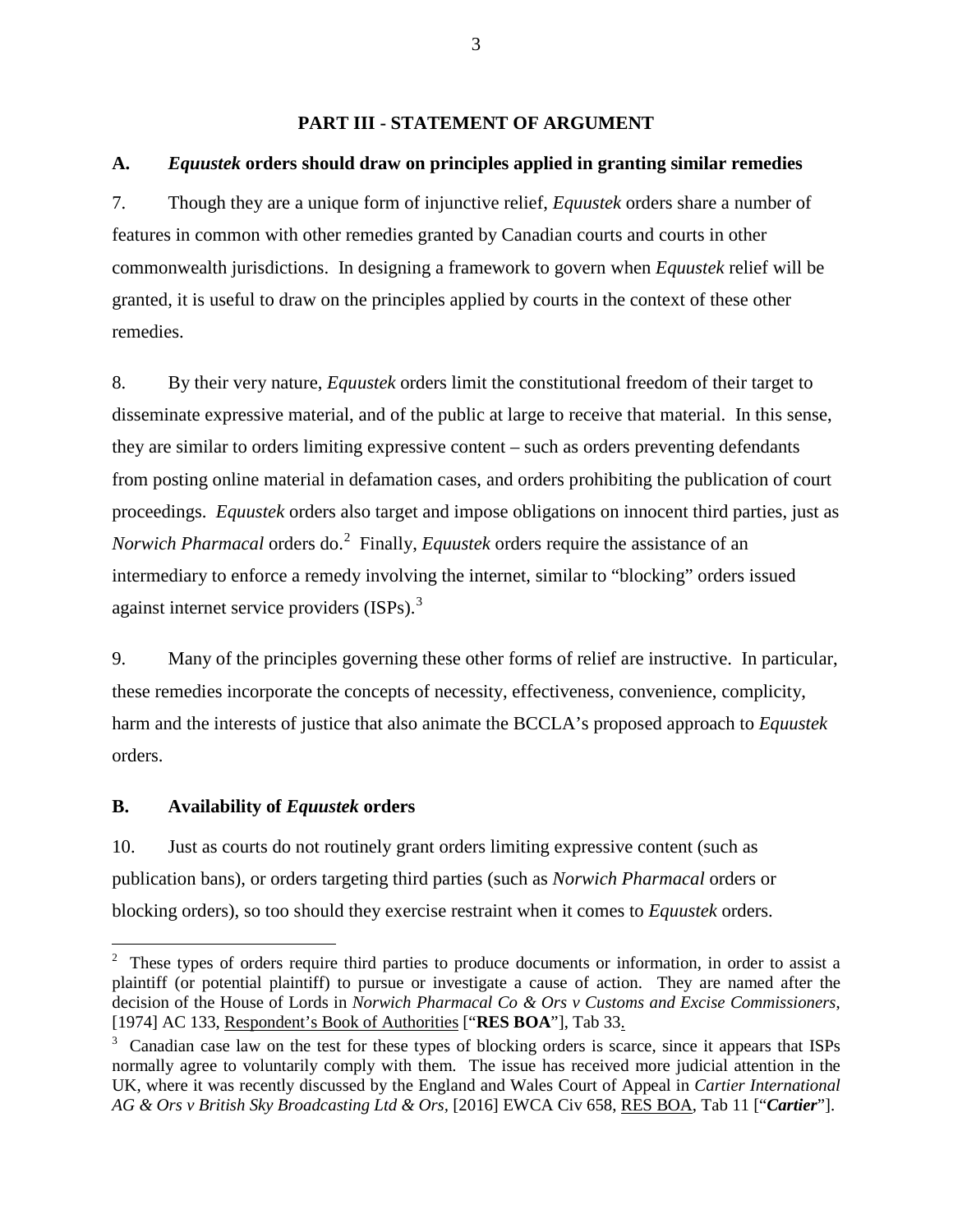## PART III - STATEMENT OF ARGUMENT

### A. *Equustek* orders should draw on principles applied in granting similar remedies

7. Though they are a unique form of injunctive relief, *Equustek* orders share a number of features in common with other remedies granted by Canadian courts and courts in other commonwealth jurisdictions. In designing a framework to govern when *Equustek* relief will be granted, it is useful to draw on the principles applied by courts in the context of these other remedies.

8. By their very nature, *Equustek* orders limit the constitutional freedom of their target to disseminate expressive material, and of the public at large to receive that material. In this sense, they are similar to orders limiting expressive content – such as orders preventing defendants from posting online material in defamation cases, and orders prohibiting the publication of court proceedings. *Equustek* orders also target and impose obligations on innocent third parties, just as *Norwich Pharmacal* orders do.[2] Finally, *Equustek* orders require the assistance of an intermediary to enforce a remedy involving the internet, similar to "blocking" orders issued against internet service providers (ISPs).[3]

9. Many of the principles governing these other forms of relief are instructive. In particular, these remedies incorporate the concepts of necessity, effectiveness, convenience, complicity, harm and the interests of justice that also animate the BCCLA's proposed approach to *Equustek* orders.

### B. Availability of *Equustek* orders

10. Just as courts do not routinely grant orders limiting expressive content (such as publication bans), or orders targeting third parties (such as *Norwich Pharmacal* orders or blocking orders), so too should they exercise restraint when it comes to *Equustek* orders.

---

[2] These types of orders require third parties to produce documents or information, in order to assist a plaintiff (or potential plaintiff) to pursue or investigate a cause of action. They are named after the decision of the House of Lords in *Norwich Pharmacal Co & Ors v Customs and Excise Commissioners*, [1974] AC 133, Respondent's Book of Authorities ["**RES BOA**"], Tab 33.

[3] Canadian case law on the test for these types of blocking orders is scarce, since it appears that ISPs normally agree to voluntarily comply with them. The issue has received more judicial attention in the UK, where it was recently discussed by the England and Wales Court of Appeal in *Cartier International AG & Ors v British Sky Broadcasting Ltd & Ors*, [2016] EWCA Civ 658, RES BOA, Tab 11 ["***Cartier***"].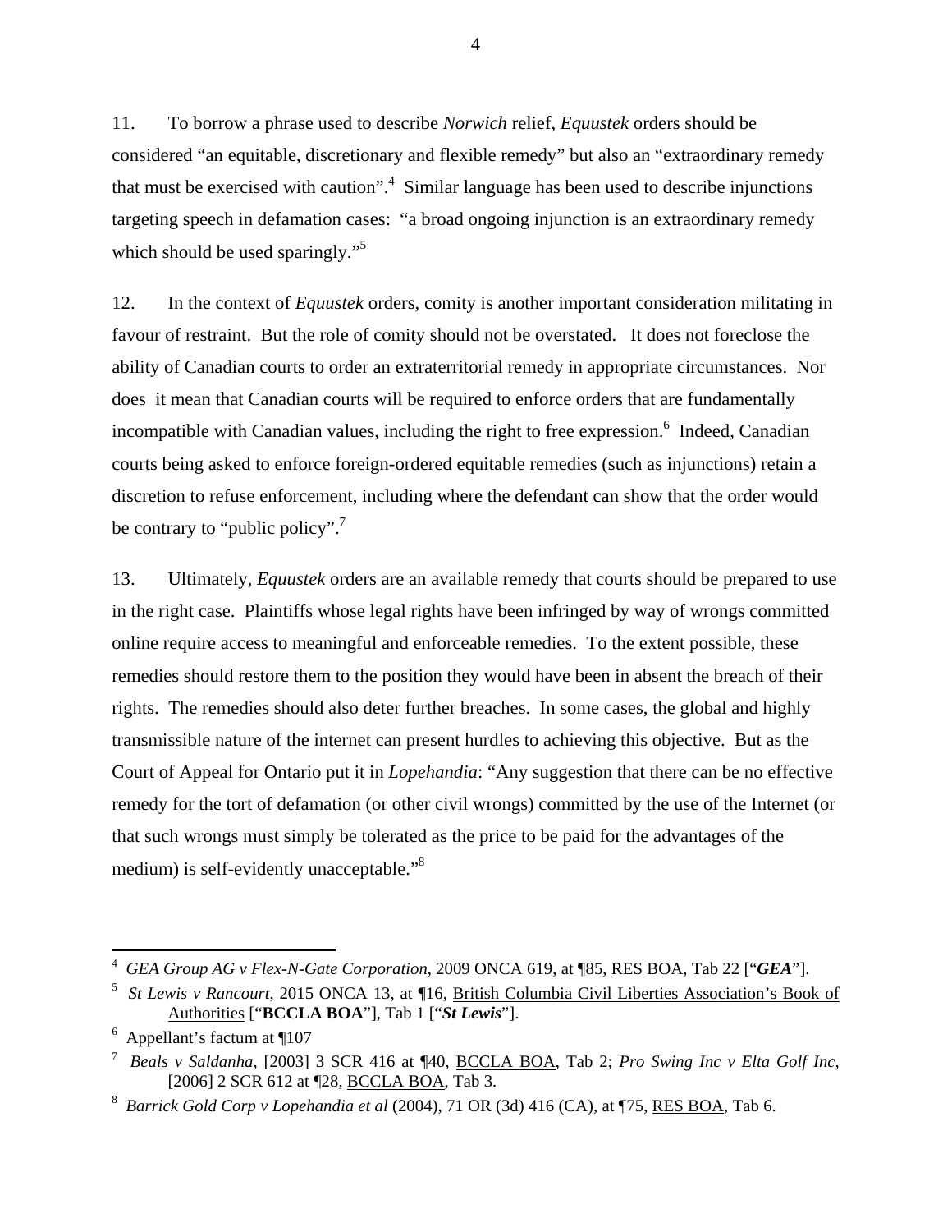11. To borrow a phrase used to describe *Norwich* relief, *Equustek* orders should be considered "an equitable, discretionary and flexible remedy" but also an "extraordinary remedy that must be exercised with caution".[4] Similar language has been used to describe injunctions targeting speech in defamation cases: "a broad ongoing injunction is an extraordinary remedy which should be used sparingly."[5]

12. In the context of *Equustek* orders, comity is another important consideration militating in favour of restraint. But the role of comity should not be overstated. It does not foreclose the ability of Canadian courts to order an extraterritorial remedy in appropriate circumstances. Nor does it mean that Canadian courts will be required to enforce orders that are fundamentally incompatible with Canadian values, including the right to free expression.[6] Indeed, Canadian courts being asked to enforce foreign-ordered equitable remedies (such as injunctions) retain a discretion to refuse enforcement, including where the defendant can show that the order would be contrary to "public policy".[7]

13. Ultimately, *Equustek* orders are an available remedy that courts should be prepared to use in the right case. Plaintiffs whose legal rights have been infringed by way of wrongs committed online require access to meaningful and enforceable remedies. To the extent possible, these remedies should restore them to the position they would have been in absent the breach of their rights. The remedies should also deter further breaches. In some cases, the global and highly transmissible nature of the internet can present hurdles to achieving this objective. But as the Court of Appeal for Ontario put it in *Lopehandia*: "Any suggestion that there can be no effective remedy for the tort of defamation (or other civil wrongs) committed by the use of the Internet (or that such wrongs must simply be tolerated as the price to be paid for the advantages of the medium) is self-evidently unacceptable."[8]

---

[4] *GEA Group AG v Flex-N-Gate Corporation*, 2009 ONCA 619, at ¶85, RES BOA, Tab 22 ["***GEA***"].

[5] *St Lewis v Rancourt*, 2015 ONCA 13, at ¶16, British Columbia Civil Liberties Association's Book of Authorities ["**BCCLA BOA**"], Tab 1 ["***St Lewis***"].

[6] Appellant's factum at ¶107

[7] *Beals v Saldanha*, [2003] 3 SCR 416 at ¶40, BCCLA BOA, Tab 2; *Pro Swing Inc v Elta Golf Inc*, [2006] 2 SCR 612 at ¶28, BCCLA BOA, Tab 3.

[8] *Barrick Gold Corp v Lopehandia et al* (2004), 71 OR (3d) 416 (CA), at ¶75, RES BOA, Tab 6.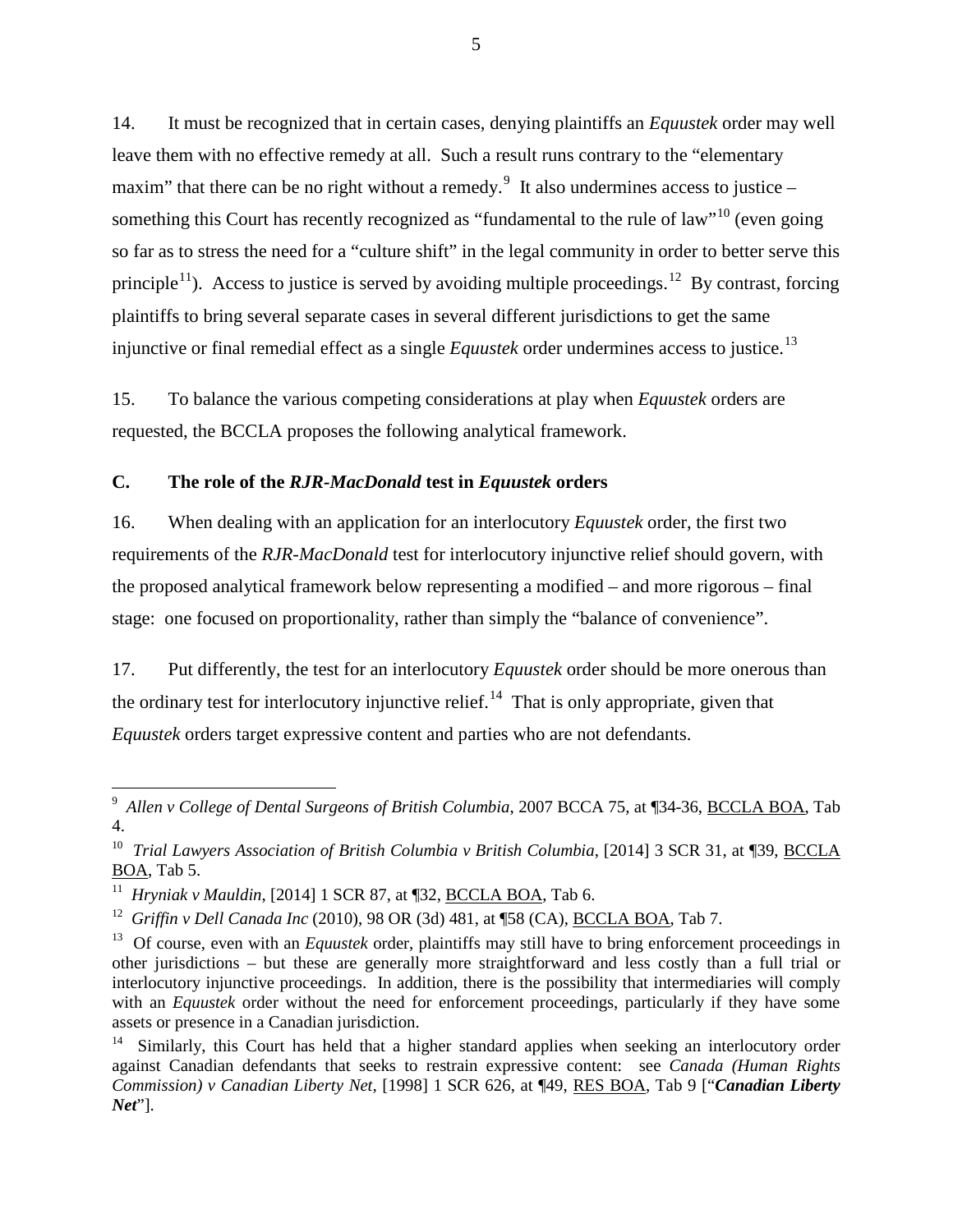14. It must be recognized that in certain cases, denying plaintiffs an *Equustek* order may well leave them with no effective remedy at all. Such a result runs contrary to the "elementary maxim" that there can be no right without a remedy.[9] It also undermines access to justice – something this Court has recently recognized as "fundamental to the rule of law"[10] (even going so far as to stress the need for a "culture shift" in the legal community in order to better serve this principle[11]). Access to justice is served by avoiding multiple proceedings.[12] By contrast, forcing plaintiffs to bring several separate cases in several different jurisdictions to get the same injunctive or final remedial effect as a single *Equustek* order undermines access to justice.[13]

15. To balance the various competing considerations at play when *Equustek* orders are requested, the BCCLA proposes the following analytical framework.

### C. The role of the *RJR-MacDonald* test in *Equustek* orders

16. When dealing with an application for an interlocutory *Equustek* order, the first two requirements of the *RJR-MacDonald* test for interlocutory injunctive relief should govern, with the proposed analytical framework below representing a modified – and more rigorous – final stage: one focused on proportionality, rather than simply the "balance of convenience".

17. Put differently, the test for an interlocutory *Equustek* order should be more onerous than the ordinary test for interlocutory injunctive relief.[14] That is only appropriate, given that *Equustek* orders target expressive content and parties who are not defendants.

---

[9] *Allen v College of Dental Surgeons of British Columbia*, 2007 BCCA 75, at ¶34-36, BCCLA BOA, Tab 4.

[10] *Trial Lawyers Association of British Columbia v British Columbia*, [2014] 3 SCR 31, at ¶39, BCCLA BOA, Tab 5.

[11] *Hryniak v Mauldin*, [2014] 1 SCR 87, at ¶32, BCCLA BOA, Tab 6.

[12] *Griffin v Dell Canada Inc* (2010), 98 OR (3d) 481, at ¶58 (CA), BCCLA BOA, Tab 7.

[13] Of course, even with an *Equustek* order, plaintiffs may still have to bring enforcement proceedings in other jurisdictions – but these are generally more straightforward and less costly than a full trial or interlocutory injunctive proceedings. In addition, there is the possibility that intermediaries will comply with an *Equustek* order without the need for enforcement proceedings, particularly if they have some assets or presence in a Canadian jurisdiction.

[14] Similarly, this Court has held that a higher standard applies when seeking an interlocutory order against Canadian defendants that seeks to restrain expressive content: see *Canada (Human Rights Commission) v Canadian Liberty Net*, [1998] 1 SCR 626, at ¶49, RES BOA, Tab 9 ["***Canadian Liberty Net***"].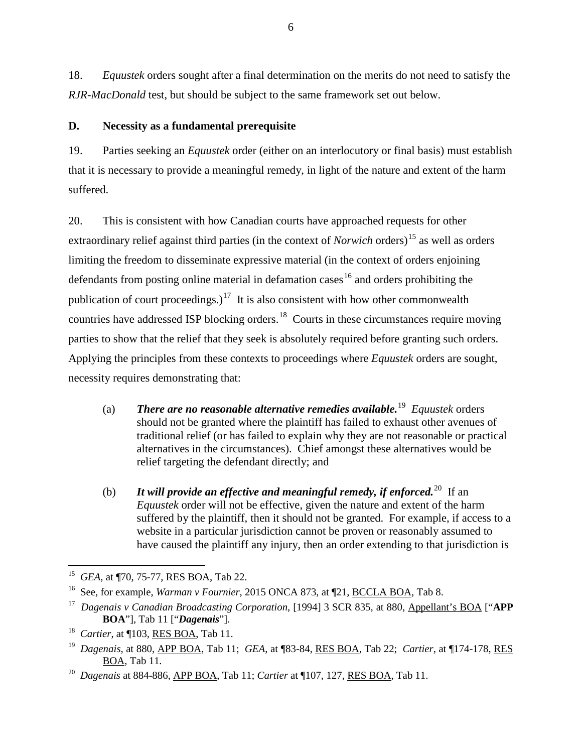18. *Equustek* orders sought after a final determination on the merits do not need to satisfy the *RJR-MacDonald* test, but should be subject to the same framework set out below.

## D. Necessity as a fundamental prerequisite

19. Parties seeking an *Equustek* order (either on an interlocutory or final basis) must establish that it is necessary to provide a meaningful remedy, in light of the nature and extent of the harm suffered.

20. This is consistent with how Canadian courts have approached requests for other extraordinary relief against third parties (in the context of *Norwich* orders)[15] as well as orders limiting the freedom to disseminate expressive material (in the context of orders enjoining defendants from posting online material in defamation cases[16] and orders prohibiting the publication of court proceedings.)[17] It is also consistent with how other commonwealth countries have addressed ISP blocking orders.[18] Courts in these circumstances require moving parties to show that the relief that they seek is absolutely required before granting such orders. Applying the principles from these contexts to proceedings where *Equustek* orders are sought, necessity requires demonstrating that:

(a) ***There are no reasonable alternative remedies available.***[19] *Equustek* orders should not be granted where the plaintiff has failed to exhaust other avenues of traditional relief (or has failed to explain why they are not reasonable or practical alternatives in the circumstances). Chief amongst these alternatives would be relief targeting the defendant directly; and

(b) ***It will provide an effective and meaningful remedy, if enforced.***[20] If an *Equustek* order will not be effective, given the nature and extent of the harm suffered by the plaintiff, then it should not be granted. For example, if access to a website in a particular jurisdiction cannot be proven or reasonably assumed to have caused the plaintiff any injury, then an order extending to that jurisdiction is

---

[15] *GEA*, at ¶70, 75-77, RES BOA, Tab 22.

[16] See, for example, *Warman v Fournier*, 2015 ONCA 873, at ¶21, BCCLA BOA, Tab 8.

[17] *Dagenais v Canadian Broadcasting Corporation*, [1994] 3 SCR 835, at 880, Appellant's BOA ["**APP BOA**"], Tab 11 ["***Dagenais***"].

[18] *Cartier*, at ¶103, RES BOA, Tab 11.

[19] *Dagenais*, at 880, APP BOA, Tab 11; *GEA*, at ¶83-84, RES BOA, Tab 22; *Cartier*, at ¶174-178, RES BOA, Tab 11.

[20] *Dagenais* at 884-886, APP BOA, Tab 11; *Cartier* at ¶107, 127, RES BOA, Tab 11.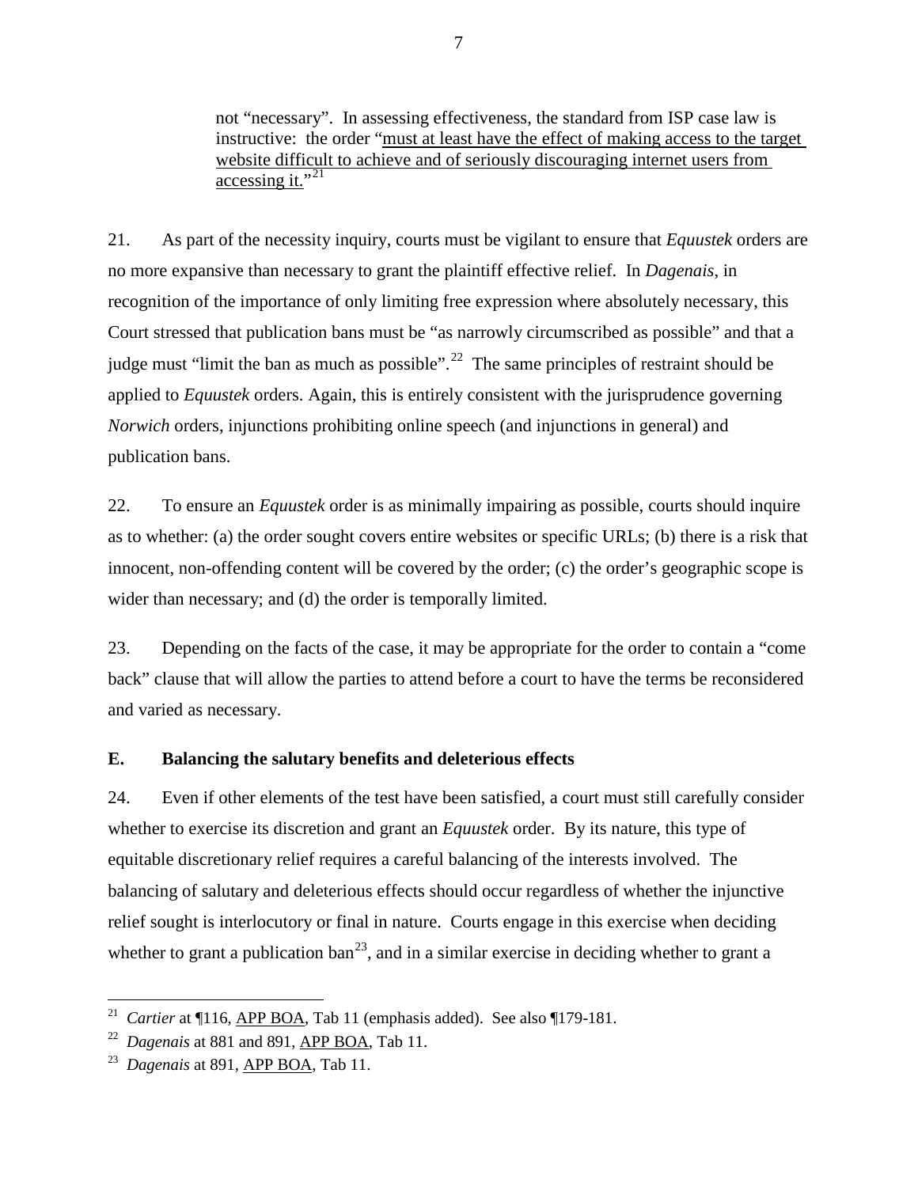not "necessary". In assessing effectiveness, the standard from ISP case law is instructive: the order "must at least have the effect of making access to the target website difficult to achieve and of seriously discouraging internet users from accessing it."[21]

21. As part of the necessity inquiry, courts must be vigilant to ensure that *Equustek* orders are no more expansive than necessary to grant the plaintiff effective relief. In *Dagenais*, in recognition of the importance of only limiting free expression where absolutely necessary, this Court stressed that publication bans must be "as narrowly circumscribed as possible" and that a judge must "limit the ban as much as possible".[22] The same principles of restraint should be applied to *Equustek* orders. Again, this is entirely consistent with the jurisprudence governing *Norwich* orders, injunctions prohibiting online speech (and injunctions in general) and publication bans.

22. To ensure an *Equustek* order is as minimally impairing as possible, courts should inquire as to whether: (a) the order sought covers entire websites or specific URLs; (b) there is a risk that innocent, non-offending content will be covered by the order; (c) the order's geographic scope is wider than necessary; and (d) the order is temporally limited.

23. Depending on the facts of the case, it may be appropriate for the order to contain a "come back" clause that will allow the parties to attend before a court to have the terms be reconsidered and varied as necessary.

## E. Balancing the salutary benefits and deleterious effects

24. Even if other elements of the test have been satisfied, a court must still carefully consider whether to exercise its discretion and grant an *Equustek* order. By its nature, this type of equitable discretionary relief requires a careful balancing of the interests involved. The balancing of salutary and deleterious effects should occur regardless of whether the injunctive relief sought is interlocutory or final in nature. Courts engage in this exercise when deciding whether to grant a publication ban[23], and in a similar exercise in deciding whether to grant a

---

[21] *Cartier* at ¶116, APP BOA, Tab 11 (emphasis added). See also ¶179-181.

[22] *Dagenais* at 881 and 891, APP BOA, Tab 11.

[23] *Dagenais* at 891, APP BOA, Tab 11.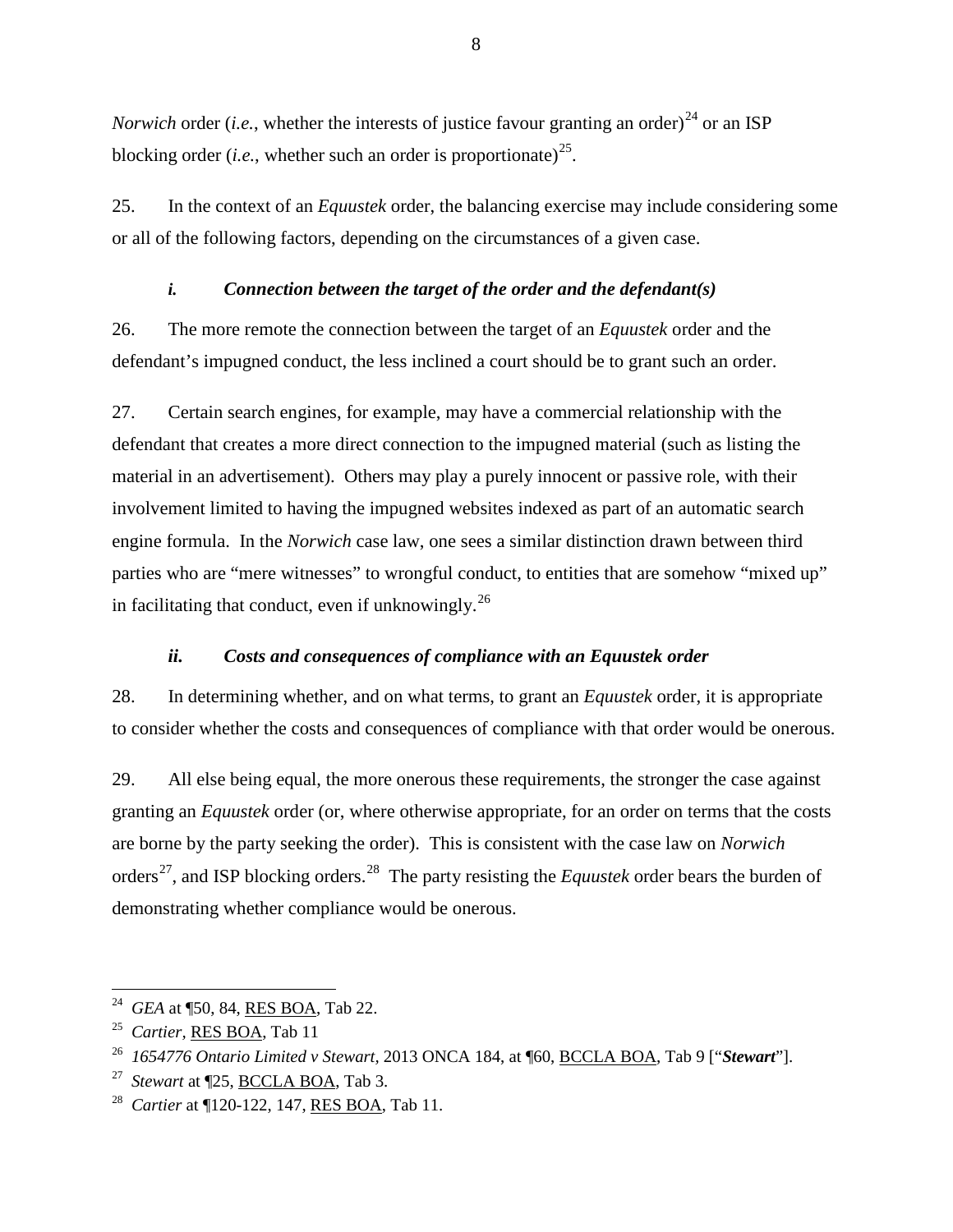*Norwich* order (*i.e.*, whether the interests of justice favour granting an order)[24] or an ISP blocking order (*i.e.*, whether such an order is proportionate)[25].

25. In the context of an *Equustek* order, the balancing exercise may include considering some or all of the following factors, depending on the circumstances of a given case.

### *i. Connection between the target of the order and the defendant(s)*

26. The more remote the connection between the target of an *Equustek* order and the defendant's impugned conduct, the less inclined a court should be to grant such an order.

27. Certain search engines, for example, may have a commercial relationship with the defendant that creates a more direct connection to the impugned material (such as listing the material in an advertisement). Others may play a purely innocent or passive role, with their involvement limited to having the impugned websites indexed as part of an automatic search engine formula. In the *Norwich* case law, one sees a similar distinction drawn between third parties who are "mere witnesses" to wrongful conduct, to entities that are somehow "mixed up" in facilitating that conduct, even if unknowingly.[26]

### *ii. Costs and consequences of compliance with an Equustek order*

28. In determining whether, and on what terms, to grant an *Equustek* order, it is appropriate to consider whether the costs and consequences of compliance with that order would be onerous.

29. All else being equal, the more onerous these requirements, the stronger the case against granting an *Equustek* order (or, where otherwise appropriate, for an order on terms that the costs are borne by the party seeking the order). This is consistent with the case law on *Norwich* orders[27], and ISP blocking orders.[28] The party resisting the *Equustek* order bears the burden of demonstrating whether compliance would be onerous.

---

[24] *GEA* at ¶50, 84, RES BOA, Tab 22.

[25] *Cartier*, RES BOA, Tab 11

[26] *1654776 Ontario Limited v Stewart*, 2013 ONCA 184, at ¶60, BCCLA BOA, Tab 9 ["***Stewart***"].

[27] *Stewart* at ¶25, BCCLA BOA, Tab 3.

[28] *Cartier* at ¶120-122, 147, RES BOA, Tab 11.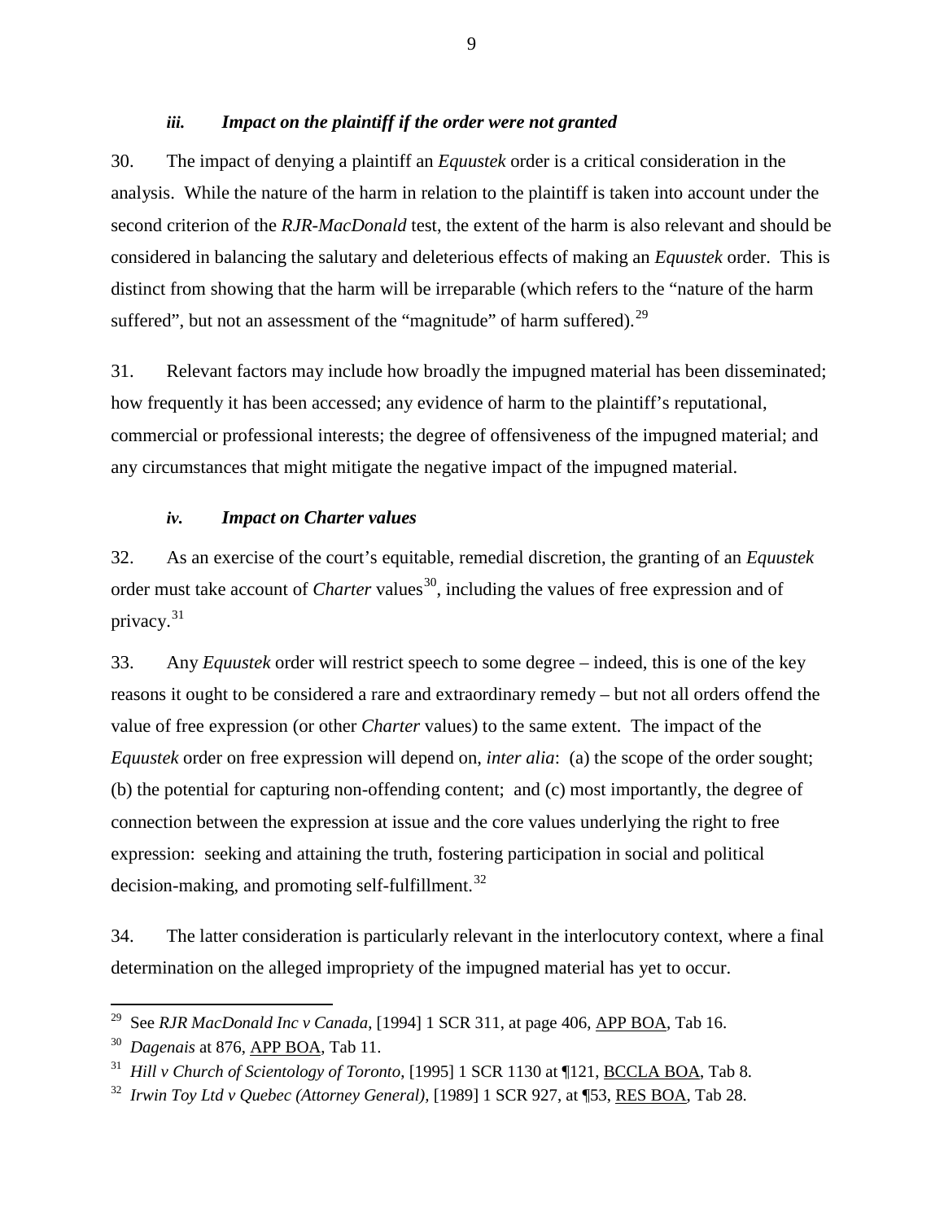### *iii. Impact on the plaintiff if the order were not granted*

30. The impact of denying a plaintiff an *Equustek* order is a critical consideration in the analysis. While the nature of the harm in relation to the plaintiff is taken into account under the second criterion of the *RJR-MacDonald* test, the extent of the harm is also relevant and should be considered in balancing the salutary and deleterious effects of making an *Equustek* order. This is distinct from showing that the harm will be irreparable (which refers to the "nature of the harm suffered", but not an assessment of the "magnitude" of harm suffered).[29]

31. Relevant factors may include how broadly the impugned material has been disseminated; how frequently it has been accessed; any evidence of harm to the plaintiff's reputational, commercial or professional interests; the degree of offensiveness of the impugned material; and any circumstances that might mitigate the negative impact of the impugned material.

### *iv. Impact on Charter values*

32. As an exercise of the court's equitable, remedial discretion, the granting of an *Equustek* order must take account of *Charter* values[30], including the values of free expression and of privacy.[31]

33. Any *Equustek* order will restrict speech to some degree – indeed, this is one of the key reasons it ought to be considered a rare and extraordinary remedy – but not all orders offend the value of free expression (or other *Charter* values) to the same extent. The impact of the *Equustek* order on free expression will depend on, *inter alia*: (a) the scope of the order sought; (b) the potential for capturing non-offending content; and (c) most importantly, the degree of connection between the expression at issue and the core values underlying the right to free expression: seeking and attaining the truth, fostering participation in social and political decision-making, and promoting self-fulfillment.[32]

34. The latter consideration is particularly relevant in the interlocutory context, where a final determination on the alleged impropriety of the impugned material has yet to occur.

---

[29] See *RJR MacDonald Inc v Canada*, [1994] 1 SCR 311, at page 406, APP BOA, Tab 16.

[30] *Dagenais* at 876, APP BOA, Tab 11.

[31] *Hill v Church of Scientology of Toronto*, [1995] 1 SCR 1130 at ¶121, BCCLA BOA, Tab 8.

[32] *Irwin Toy Ltd v Quebec (Attorney General)*, [1989] 1 SCR 927, at ¶53, RES BOA, Tab 28.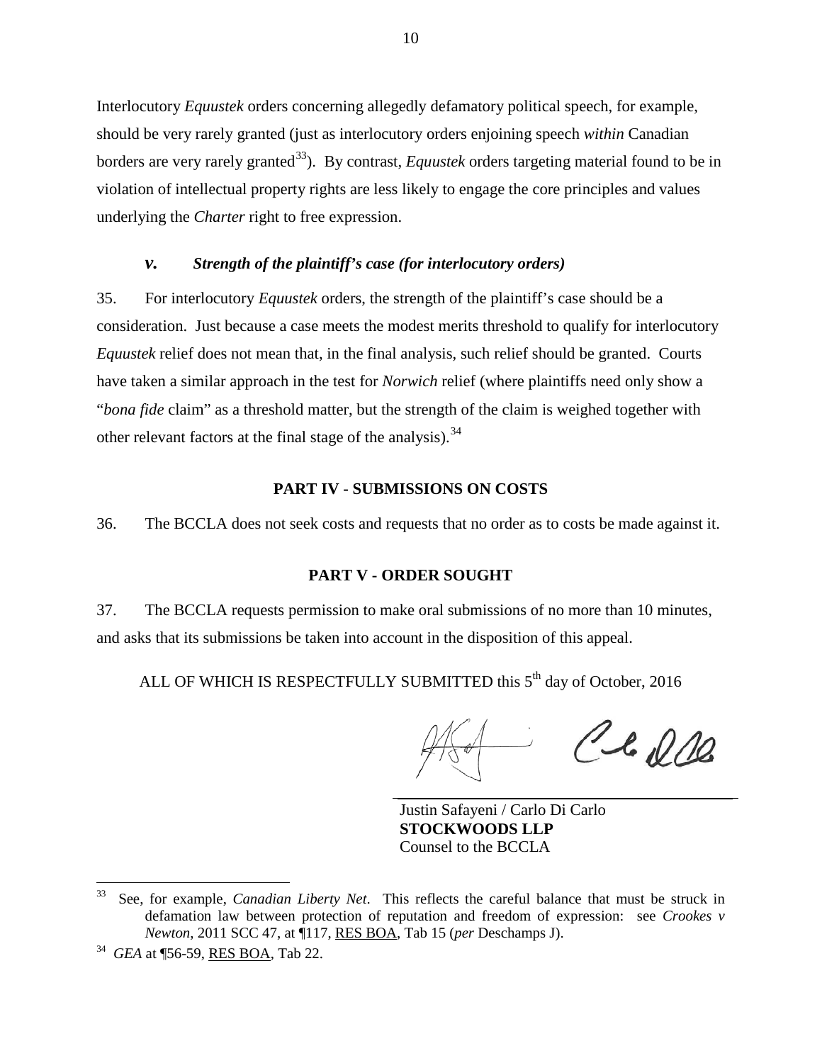Interlocutory *Equustek* orders concerning allegedly defamatory political speech, for example, should be very rarely granted (just as interlocutory orders enjoining speech *within* Canadian borders are very rarely granted[33]). By contrast, *Equustek* orders targeting material found to be in violation of intellectual property rights are less likely to engage the core principles and values underlying the *Charter* right to free expression.

### *v. Strength of the plaintiff's case (for interlocutory orders)*

35. For interlocutory *Equustek* orders, the strength of the plaintiff's case should be a consideration. Just because a case meets the modest merits threshold to qualify for interlocutory *Equustek* relief does not mean that, in the final analysis, such relief should be granted. Courts have taken a similar approach in the test for *Norwich* relief (where plaintiffs need only show a "*bona fide* claim" as a threshold matter, but the strength of the claim is weighed together with other relevant factors at the final stage of the analysis).[34]

## PART IV - SUBMISSIONS ON COSTS

36. The BCCLA does not seek costs and requests that no order as to costs be made against it.

## PART V - ORDER SOUGHT

37. The BCCLA requests permission to make oral submissions of no more than 10 minutes, and asks that its submissions be taken into account in the disposition of this appeal.

ALL OF WHICH IS RESPECTFULLY SUBMITTED this 5th day of October, 2016

Justin Safayeni / Carlo Di Carlo
**STOCKWOODS LLP**
Counsel to the BCCLA

---

[33] See, for example, *Canadian Liberty Net*. This reflects the careful balance that must be struck in defamation law between protection of reputation and freedom of expression: see *Crookes v Newton*, 2011 SCC 47, at ¶117, RES BOA, Tab 15 (*per* Deschamps J).

[34] *GEA* at ¶56-59, RES BOA, Tab 22.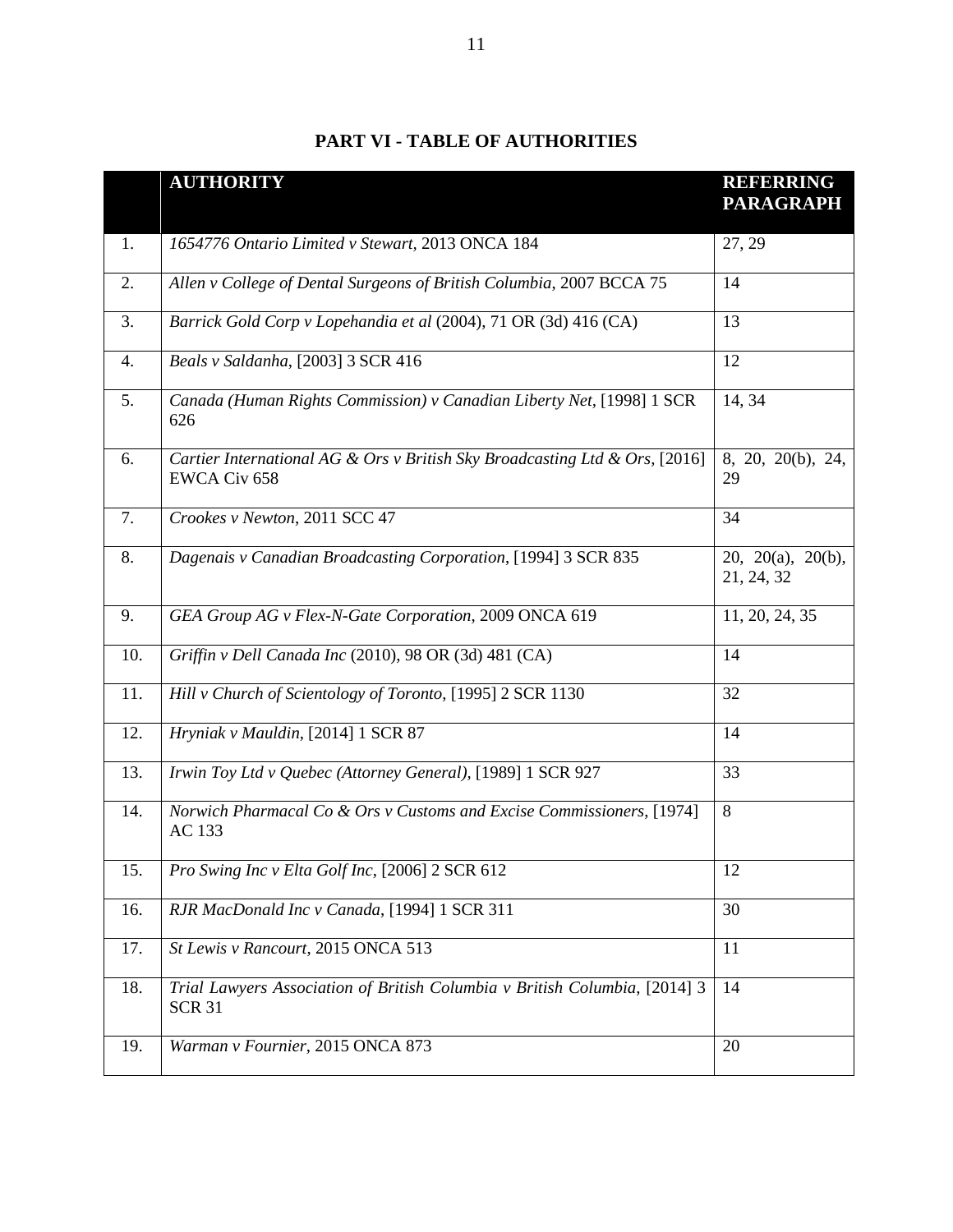## PART VI - TABLE OF AUTHORITIES

| | AUTHORITY | REFERRING PARAGRAPH |
|---|---|---|
| 1. | *1654776 Ontario Limited v Stewart*, 2013 ONCA 184 | 27, 29 |
| 2. | *Allen v College of Dental Surgeons of British Columbia*, 2007 BCCA 75 | 14 |
| 3. | *Barrick Gold Corp v Lopehandia et al* (2004), 71 OR (3d) 416 (CA) | 13 |
| 4. | *Beals v Saldanha*, [2003] 3 SCR 416 | 12 |
| 5. | *Canada (Human Rights Commission) v Canadian Liberty Net*, [1998] 1 SCR 626 | 14, 34 |
| 6. | *Cartier International AG & Ors v British Sky Broadcasting Ltd & Ors*, [2016] EWCA Civ 658 | 8, 20, 20(b), 24, 29 |
| 7. | *Crookes v Newton*, 2011 SCC 47 | 34 |
| 8. | *Dagenais v Canadian Broadcasting Corporation*, [1994] 3 SCR 835 | 20, 20(a), 20(b), 21, 24, 32 |
| 9. | *GEA Group AG v Flex-N-Gate Corporation*, 2009 ONCA 619 | 11, 20, 24, 35 |
| 10. | *Griffin v Dell Canada Inc* (2010), 98 OR (3d) 481 (CA) | 14 |
| 11. | *Hill v Church of Scientology of Toronto*, [1995] 2 SCR 1130 | 32 |
| 12. | *Hryniak v Mauldin*, [2014] 1 SCR 87 | 14 |
| 13. | *Irwin Toy Ltd v Quebec (Attorney General)*, [1989] 1 SCR 927 | 33 |
| 14. | *Norwich Pharmacal Co & Ors v Customs and Excise Commissioners*, [1974] AC 133 | 8 |
| 15. | *Pro Swing Inc v Elta Golf Inc*, [2006] 2 SCR 612 | 12 |
| 16. | *RJR MacDonald Inc v Canada*, [1994] 1 SCR 311 | 30 |
| 17. | *St Lewis v Rancourt*, 2015 ONCA 513 | 11 |
| 18. | *Trial Lawyers Association of British Columbia v British Columbia*, [2014] 3 SCR 31 | 14 |
| 19. | *Warman v Fournier*, 2015 ONCA 873 | 20 |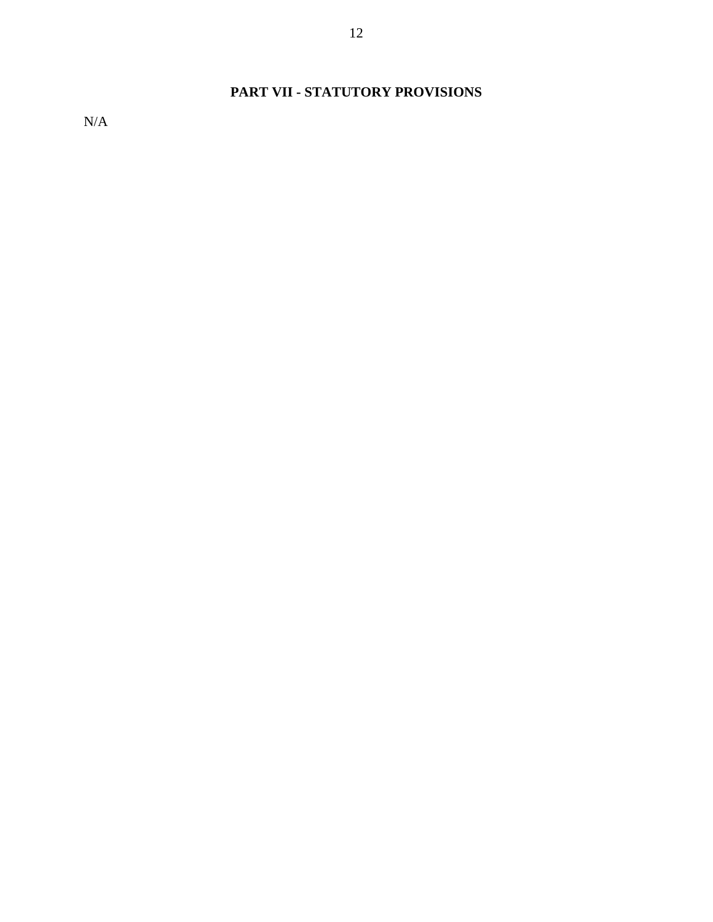## PART VII - STATUTORY PROVISIONS

N/A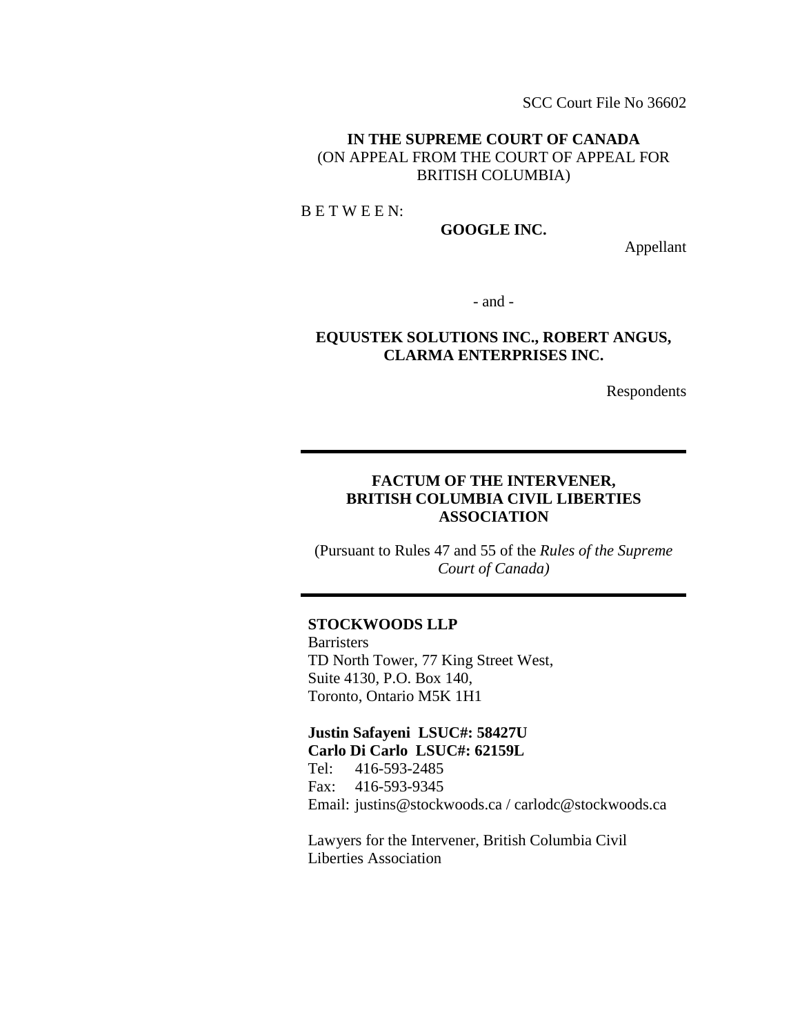SCC Court File No 36602

**IN THE SUPREME COURT OF CANADA**
(ON APPEAL FROM THE COURT OF APPEAL FOR BRITISH COLUMBIA)

B E T W E E N:

**GOOGLE INC.**

Appellant

- and -

**EQUUSTEK SOLUTIONS INC., ROBERT ANGUS, CLARMA ENTERPRISES INC.**

Respondents

---

**FACTUM OF THE INTERVENER, BRITISH COLUMBIA CIVIL LIBERTIES ASSOCIATION**

(Pursuant to Rules 47 and 55 of the *Rules of the Supreme Court of Canada)*

---

**STOCKWOODS LLP**
Barristers
TD North Tower, 77 King Street West,
Suite 4130, P.O. Box 140,
Toronto, Ontario M5K 1H1

**Justin Safayeni LSUC#: 58427U**
**Carlo Di Carlo LSUC#: 62159L**
Tel: 416-593-2485
Fax: 416-593-9345
Email: justins@stockwoods.ca / carlodc@stockwoods.ca

Lawyers for the Intervener, British Columbia Civil Liberties Association